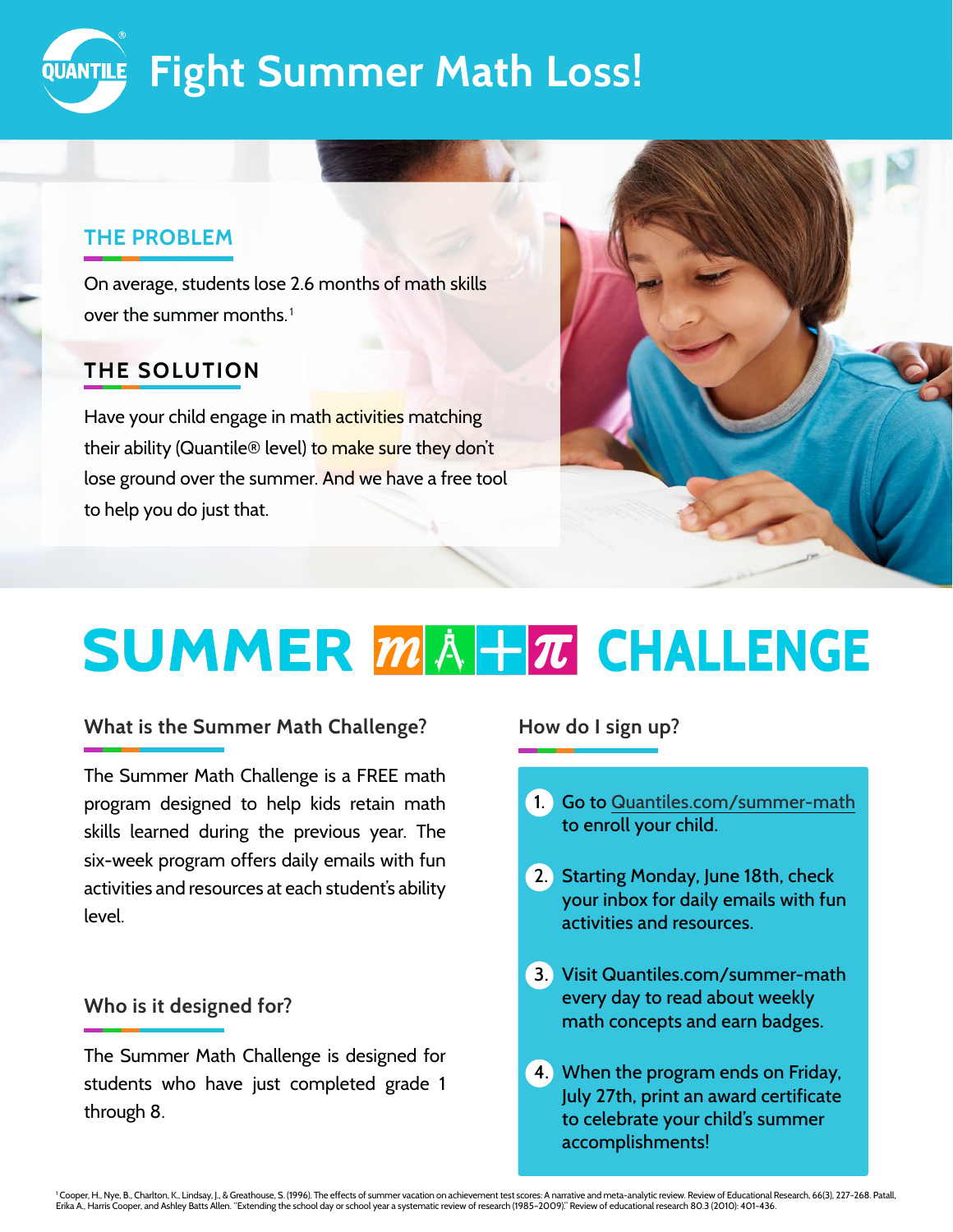# Fight Summer Math Loss!

## THE PROBLEM

On average, students lose 2.6 months of math skills over the summer months.[1]

## THE SOLUTION

Have your child engage in math activities matching their ability (Quantile® level) to make sure they don't lose ground over the summer. And we have a free tool to help you do just that.

# SUMMER MATH CHALLENGE

### What is the Summer Math Challenge?

The Summer Math Challenge is a FREE math program designed to help kids retain math skills learned during the previous year. The six-week program offers daily emails with fun activities and resources at each student's ability level.

### Who is it designed for?

The Summer Math Challenge is designed for students who have just completed grade 1 through 8.

### How do I sign up?

1. Go to Quantiles.com/summer-math to enroll your child.
2. Starting Monday, June 18th, check your inbox for daily emails with fun activities and resources.
3. Visit Quantiles.com/summer-math every day to read about weekly math concepts and earn badges.
4. When the program ends on Friday, July 27th, print an award certificate to celebrate your child's summer accomplishments!

[1] Cooper, H., Nye, B., Charlton, K., Lindsay, J., & Greathouse, S. (1996). The effects of summer vacation on achievement test scores: A narrative and meta-analytic review. Review of Educational Research, 66(3), 227-268. Patall, Erika A., Harris Cooper, and Ashley Batts Allen. "Extending the school day or school year a systematic review of research (1985–2009)." Review of educational research 80.3 (2010): 401-436.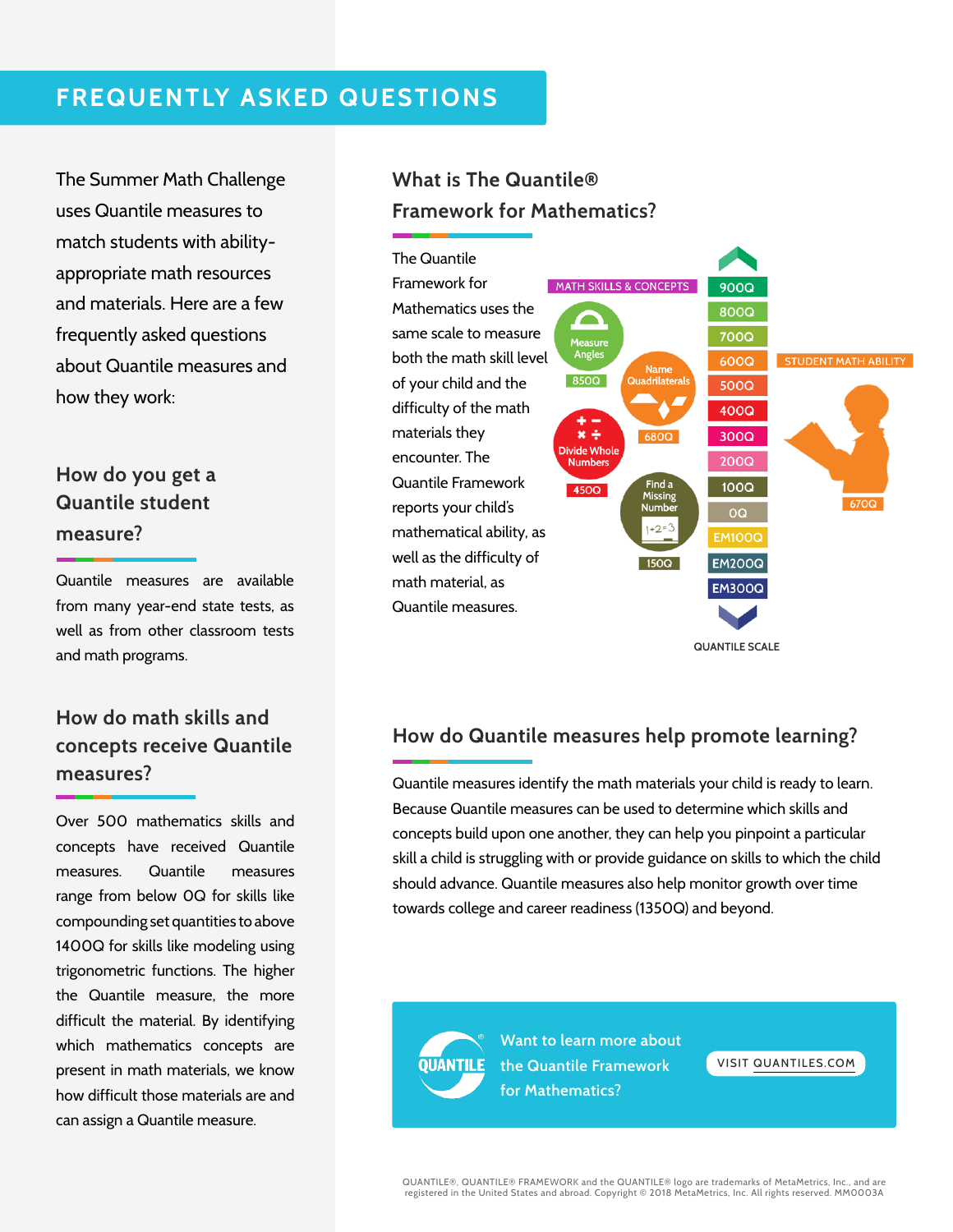# FREQUENTLY ASKED QUESTIONS

The Summer Math Challenge uses Quantile measures to match students with ability-appropriate math resources and materials. Here are a few frequently asked questions about Quantile measures and how they work:

## How do you get a Quantile student measure?

Quantile measures are available from many year-end state tests, as well as from other classroom tests and math programs.

## How do math skills and concepts receive Quantile measures?

Over 500 mathematics skills and concepts have received Quantile measures. Quantile measures range from below 0Q for skills like compounding set quantities to above 1400Q for skills like modeling using trigonometric functions. The higher the Quantile measure, the more difficult the material. By identifying which mathematics concepts are present in math materials, we know how difficult those materials are and can assign a Quantile measure.

## What is The Quantile® Framework for Mathematics?

The Quantile Framework for Mathematics uses the same scale to measure both the math skill level of your child and the difficulty of the math materials they encounter. The Quantile Framework reports your child's mathematical ability, as well as the difficulty of math material, as Quantile measures.

MATH SKILLS & CONCEPTS

Measure Angles 850Q

Name Quadrilaterals 680Q

Divide Whole Numbers 450Q

Find a Missing Number 150Q

900Q
800Q
700Q
600Q
500Q
400Q
300Q
200Q
100Q
0Q
EM100Q
EM200Q
EM300Q

QUANTILE SCALE

STUDENT MATH ABILITY

670Q

## How do Quantile measures help promote learning?

Quantile measures identify the math materials your child is ready to learn. Because Quantile measures can be used to determine which skills and concepts build upon one another, they can help you pinpoint a particular skill a child is struggling with or provide guidance on skills to which the child should advance. Quantile measures also help monitor growth over time towards college and career readiness (1350Q) and beyond.

QUANTILE®

Want to learn more about the Quantile Framework for Mathematics?

VISIT QUANTILES.COM

QUANTILE®, QUANTILE® FRAMEWORK and the QUANTILE® logo are trademarks of MetaMetrics, Inc., and are registered in the United States and abroad. Copyright © 2018 MetaMetrics, Inc. All rights reserved. MM0003A